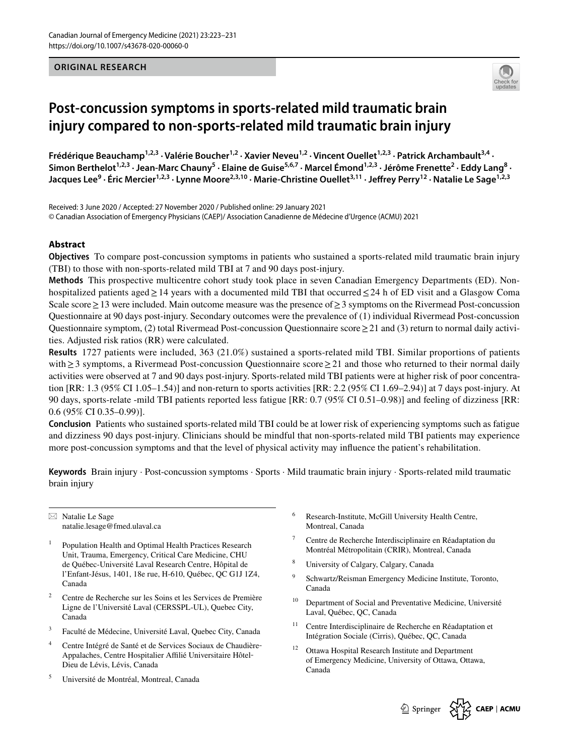ORIGINAL RESEARCH

# Post-concussion symptoms in sports-related mild traumatic brain injury compared to non-sports-related mild traumatic brain injury

**Frédérique Beauchamp[1,2,3] · Valérie Boucher[1,2] · Xavier Neveu[1,2] · Vincent Ouellet[1,2,3] · Patrick Archambault[3,4] · Simon Berthelot[1,2,3] · Jean-Marc Chauny[5] · Elaine de Guise[5,6,7] · Marcel Émond[1,2,3] · Jérôme Frenette[2] · Eddy Lang[8] · Jacques Lee[9] · Éric Mercier[1,2,3] · Lynne Moore[2,3,10] · Marie-Christine Ouellet[3,11] · Jeffrey Perry[12] · Natalie Le Sage[1,2,3]**

Received: 3 June 2020 / Accepted: 27 November 2020 / Published online: 29 January 2021
© Canadian Association of Emergency Physicians (CAEP)/ Association Canadienne de Médecine d'Urgence (ACMU) 2021

## Abstract

**Objectives** To compare post-concussion symptoms in patients who sustained a sports-related mild traumatic brain injury (TBI) to those with non-sports-related mild TBI at 7 and 90 days post-injury.

**Methods** This prospective multicentre cohort study took place in seven Canadian Emergency Departments (ED). Non-hospitalized patients aged ≥ 14 years with a documented mild TBI that occurred ≤ 24 h of ED visit and a Glasgow Coma Scale score ≥ 13 were included. Main outcome measure was the presence of ≥ 3 symptoms on the Rivermead Post-concussion Questionnaire at 90 days post-injury. Secondary outcomes were the prevalence of (1) individual Rivermead Post-concussion Questionnaire symptom, (2) total Rivermead Post-concussion Questionnaire score ≥ 21 and (3) return to normal daily activities. Adjusted risk ratios (RR) were calculated.

**Results** 1727 patients were included, 363 (21.0%) sustained a sports-related mild TBI. Similar proportions of patients with ≥ 3 symptoms, a Rivermead Post-concussion Questionnaire score ≥ 21 and those who returned to their normal daily activities were observed at 7 and 90 days post-injury. Sports-related mild TBI patients were at higher risk of poor concentration [RR: 1.3 (95% CI 1.05–1.54)] and non-return to sports activities [RR: 2.2 (95% CI 1.69–2.94)] at 7 days post-injury. At 90 days, sports-relate -mild TBI patients reported less fatigue [RR: 0.7 (95% CI 0.51–0.98)] and feeling of dizziness [RR: 0.6 (95% CI 0.35–0.99)].

**Conclusion** Patients who sustained sports-related mild TBI could be at lower risk of experiencing symptoms such as fatigue and dizziness 90 days post-injury. Clinicians should be mindful that non-sports-related mild TBI patients may experience more post-concussion symptoms and that the level of physical activity may influence the patient's rehabilitation.

**Keywords** Brain injury · Post-concussion symptoms · Sports · Mild traumatic brain injury · Sports-related mild traumatic brain injury

---

✉ Natalie Le Sage
natalie.lesage@fmed.ulaval.ca

[1] Population Health and Optimal Health Practices Research Unit, Trauma, Emergency, Critical Care Medicine, CHU de Québec-Université Laval Research Centre, Hôpital de l'Enfant-Jésus, 1401, 18e rue, H-610, Québec, QC G1J 1Z4, Canada

[2] Centre de Recherche sur les Soins et les Services de Première Ligne de l'Université Laval (CERSSPL-UL), Quebec City, Canada

[3] Faculté de Médecine, Université Laval, Quebec City, Canada

[4] Centre Intégré de Santé et de Services Sociaux de Chaudière-Appalaches, Centre Hospitalier Affilié Universitaire Hôtel-Dieu de Lévis, Lévis, Canada

[5] Université de Montréal, Montreal, Canada

[6] Research-Institute, McGill University Health Centre, Montreal, Canada

[7] Centre de Recherche Interdisciplinaire en Réadaptation du Montréal Métropolitain (CRIR), Montreal, Canada

[8] University of Calgary, Calgary, Canada

[9] Schwartz/Reisman Emergency Medicine Institute, Toronto, Canada

[10] Department of Social and Preventative Medicine, Université Laval, Québec, QC, Canada

[11] Centre Interdisciplinaire de Recherche en Réadaptation et Intégration Sociale (Cirris), Québec, QC, Canada

[12] Ottawa Hospital Research Institute and Department of Emergency Medicine, University of Ottawa, Ottawa, Canada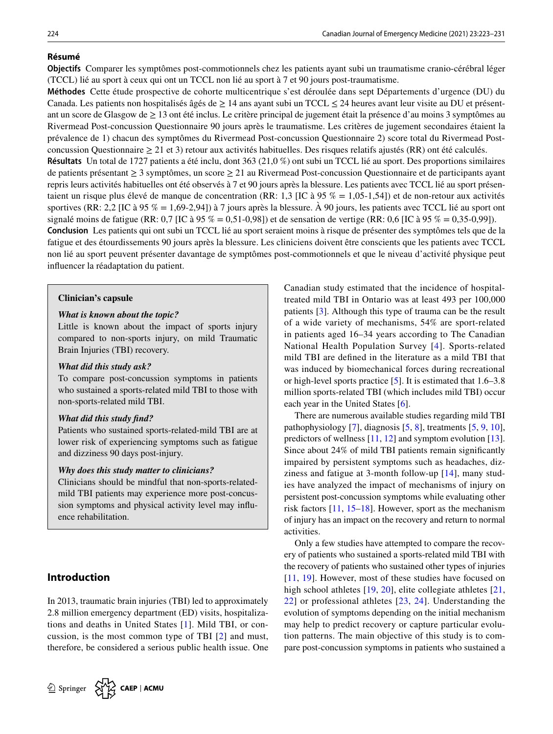## Résumé

**Objectifs** Comparer les symptômes post-commotionnels chez les patients ayant subi un traumatisme cranio-cérébral léger (TCCL) lié au sport à ceux qui ont un TCCL non lié au sport à 7 et 90 jours post-traumatisme.

**Méthodes** Cette étude prospective de cohorte multicentrique s'est déroulée dans sept Départements d'urgence (DU) du Canada. Les patients non hospitalisés âgés de ≥ 14 ans ayant subi un TCCL ≤ 24 heures avant leur visite au DU et présentant un score de Glasgow de ≥ 13 ont été inclus. Le critère principal de jugement était la présence d'au moins 3 symptômes au Rivermead Post-concussion Questionnaire 90 jours après le traumatisme. Les critères de jugement secondaires étaient la prévalence de 1) chacun des symptômes du Rivermead Post-concussion Questionnaire 2) score total du Rivermead Post-concussion Questionnaire ≥ 21 et 3) retour aux activités habituelles. Des risques relatifs ajustés (RR) ont été calculés.

**Résultats** Un total de 1727 patients a été inclu, dont 363 (21,0 %) ont subi un TCCL lié au sport. Des proportions similaires de patients présentant ≥ 3 symptômes, un score ≥ 21 au Rivermead Post-concussion Questionnaire et de participants ayant repris leurs activités habituelles ont été observés à 7 et 90 jours après la blessure. Les patients avec TCCL lié au sport présentaient un risque plus élevé de manque de concentration (RR: 1,3 [IC à 95 % = 1,05-1,54]) et de non-retour aux activités sportives (RR: 2,2 [IC à 95 % = 1,69-2,94]) à 7 jours après la blessure. À 90 jours, les patients avec TCCL lié au sport ont signalé moins de fatigue (RR: 0,7 [IC à 95 % = 0,51-0,98]) et de sensation de vertige (RR: 0,6 [IC à 95 % = 0,35-0,99]).

**Conclusion** Les patients qui ont subi un TCCL lié au sport seraient moins à risque de présenter des symptômes tels que de la fatigue et des étourdissements 90 jours après la blessure. Les cliniciens doivent être conscients que les patients avec TCCL non lié au sport peuvent présenter davantage de symptômes post-commotionnels et que le niveau d'activité physique peut influencer la réadaptation du patient.

> **Clinician's capsule**
>
> ***What is known about the topic?***
> Little is known about the impact of sports injury compared to non-sports injury, on mild Traumatic Brain Injuries (TBI) recovery.
>
> ***What did this study ask?***
> To compare post-concussion symptoms in patients who sustained a sports-related mild TBI to those with non-sports-related mild TBI.
>
> ***What did this study find?***
> Patients who sustained sports-related-mild TBI are at lower risk of experiencing symptoms such as fatigue and dizziness 90 days post-injury.
>
> ***Why does this study matter to clinicians?***
> Clinicians should be mindful that non-sports-related-mild TBI patients may experience more post-concussion symptoms and physical activity level may influence rehabilitation.

## Introduction

In 2013, traumatic brain injuries (TBI) led to approximately 2.8 million emergency department (ED) visits, hospitalizations and deaths in United States [1]. Mild TBI, or concussion, is the most common type of TBI [2] and must, therefore, be considered a serious public health issue. One Canadian study estimated that the incidence of hospital-treated mild TBI in Ontario was at least 493 per 100,000 patients [3]. Although this type of trauma can be the result of a wide variety of mechanisms, 54% are sport-related in patients aged 16–34 years according to The Canadian National Health Population Survey [4]. Sports-related mild TBI are defined in the literature as a mild TBI that was induced by biomechanical forces during recreational or high-level sports practice [5]. It is estimated that 1.6–3.8 million sports-related TBI (which includes mild TBI) occur each year in the United States [6].

There are numerous available studies regarding mild TBI pathophysiology [7], diagnosis [5, 8], treatments [5, 9, 10], predictors of wellness [11, 12] and symptom evolution [13]. Since about 24% of mild TBI patients remain significantly impaired by persistent symptoms such as headaches, dizziness and fatigue at 3-month follow-up [14], many studies have analyzed the impact of mechanisms of injury on persistent post-concussion symptoms while evaluating other risk factors [11, 15–18]. However, sport as the mechanism of injury has an impact on the recovery and return to normal activities.

Only a few studies have attempted to compare the recovery of patients who sustained a sports-related mild TBI with the recovery of patients who sustained other types of injuries [11, 19]. However, most of these studies have focused on high school athletes [19, 20], elite collegiate athletes [21, 22] or professional athletes [23, 24]. Understanding the evolution of symptoms depending on the initial mechanism may help to predict recovery or capture particular evolution patterns. The main objective of this study is to compare post-concussion symptoms in patients who sustained a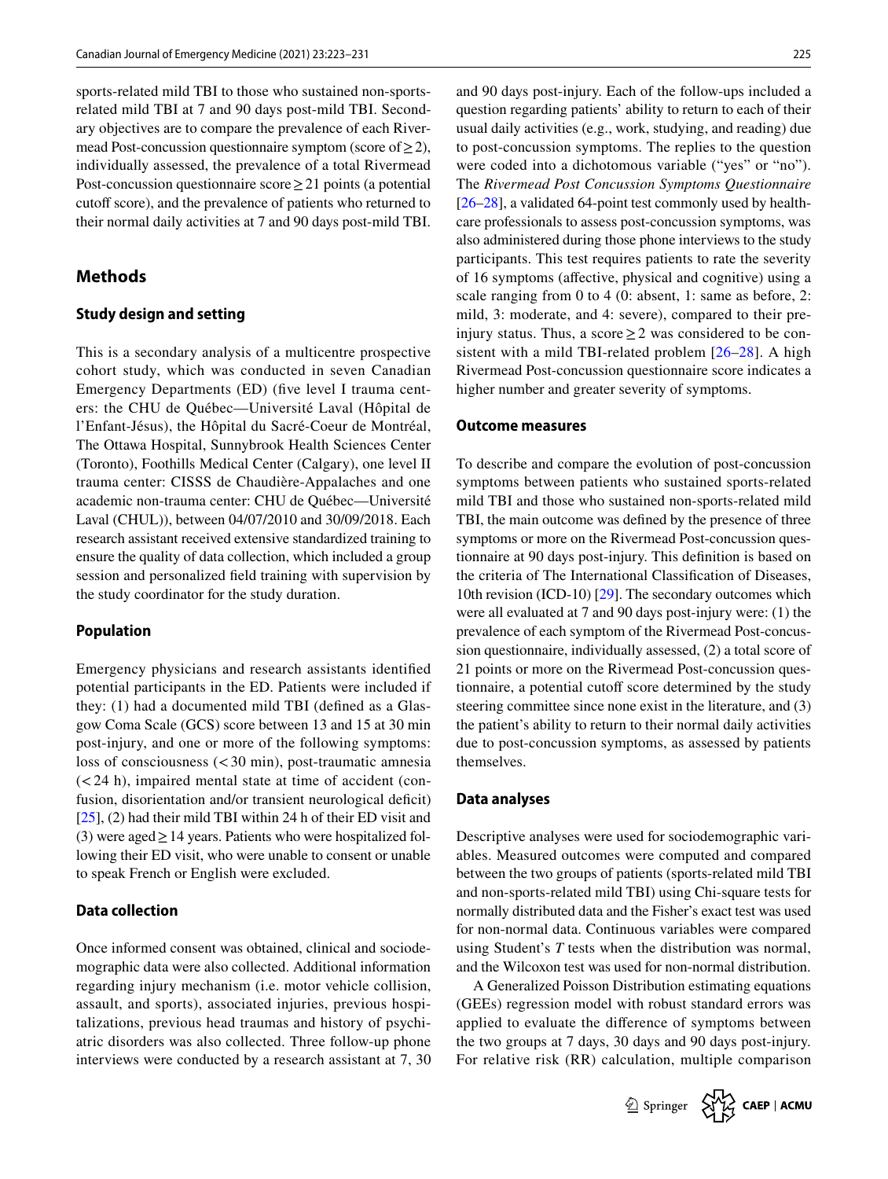sports-related mild TBI to those who sustained non-sports-related mild TBI at 7 and 90 days post-mild TBI. Secondary objectives are to compare the prevalence of each Rivermead Post-concussion questionnaire symptom (score of ≥ 2), individually assessed, the prevalence of a total Rivermead Post-concussion questionnaire score ≥ 21 points (a potential cutoff score), and the prevalence of patients who returned to their normal daily activities at 7 and 90 days post-mild TBI.

## Methods

### Study design and setting

This is a secondary analysis of a multicentre prospective cohort study, which was conducted in seven Canadian Emergency Departments (ED) (five level I trauma centers: the CHU de Québec—Université Laval (Hôpital de l'Enfant-Jésus), the Hôpital du Sacré-Coeur de Montréal, The Ottawa Hospital, Sunnybrook Health Sciences Center (Toronto), Foothills Medical Center (Calgary), one level II trauma center: CISSS de Chaudière-Appalaches and one academic non-trauma center: CHU de Québec—Université Laval (CHUL)), between 04/07/2010 and 30/09/2018. Each research assistant received extensive standardized training to ensure the quality of data collection, which included a group session and personalized field training with supervision by the study coordinator for the study duration.

### Population

Emergency physicians and research assistants identified potential participants in the ED. Patients were included if they: (1) had a documented mild TBI (defined as a Glasgow Coma Scale (GCS) score between 13 and 15 at 30 min post-injury, and one or more of the following symptoms: loss of consciousness (< 30 min), post-traumatic amnesia (< 24 h), impaired mental state at time of accident (confusion, disorientation and/or transient neurological deficit) [25], (2) had their mild TBI within 24 h of their ED visit and (3) were aged ≥ 14 years. Patients who were hospitalized following their ED visit, who were unable to consent or unable to speak French or English were excluded.

### Data collection

Once informed consent was obtained, clinical and sociodemographic data were also collected. Additional information regarding injury mechanism (i.e. motor vehicle collision, assault, and sports), associated injuries, previous hospitalizations, previous head traumas and history of psychiatric disorders was also collected. Three follow-up phone interviews were conducted by a research assistant at 7, 30 and 90 days post-injury. Each of the follow-ups included a question regarding patients' ability to return to each of their usual daily activities (e.g., work, studying, and reading) due to post-concussion symptoms. The replies to the question were coded into a dichotomous variable ("yes" or "no"). The *Rivermead Post Concussion Symptoms Questionnaire* [26–28], a validated 64-point test commonly used by healthcare professionals to assess post-concussion symptoms, was also administered during those phone interviews to the study participants. This test requires patients to rate the severity of 16 symptoms (affective, physical and cognitive) using a scale ranging from 0 to 4 (0: absent, 1: same as before, 2: mild, 3: moderate, and 4: severe), compared to their pre-injury status. Thus, a score ≥ 2 was considered to be consistent with a mild TBI-related problem [26–28]. A high Rivermead Post-concussion questionnaire score indicates a higher number and greater severity of symptoms.

### Outcome measures

To describe and compare the evolution of post-concussion symptoms between patients who sustained sports-related mild TBI and those who sustained non-sports-related mild TBI, the main outcome was defined by the presence of three symptoms or more on the Rivermead Post-concussion questionnaire at 90 days post-injury. This definition is based on the criteria of The International Classification of Diseases, 10th revision (ICD-10) [29]. The secondary outcomes which were all evaluated at 7 and 90 days post-injury were: (1) the prevalence of each symptom of the Rivermead Post-concussion questionnaire, individually assessed, (2) a total score of 21 points or more on the Rivermead Post-concussion questionnaire, a potential cutoff score determined by the study steering committee since none exist in the literature, and (3) the patient's ability to return to their normal daily activities due to post-concussion symptoms, as assessed by patients themselves.

### Data analyses

Descriptive analyses were used for sociodemographic variables. Measured outcomes were computed and compared between the two groups of patients (sports-related mild TBI and non-sports-related mild TBI) using Chi-square tests for normally distributed data and the Fisher's exact test was used for non-normal data. Continuous variables were compared using Student's *T* tests when the distribution was normal, and the Wilcoxon test was used for non-normal distribution.

A Generalized Poisson Distribution estimating equations (GEEs) regression model with robust standard errors was applied to evaluate the difference of symptoms between the two groups at 7 days, 30 days and 90 days post-injury. For relative risk (RR) calculation, multiple comparison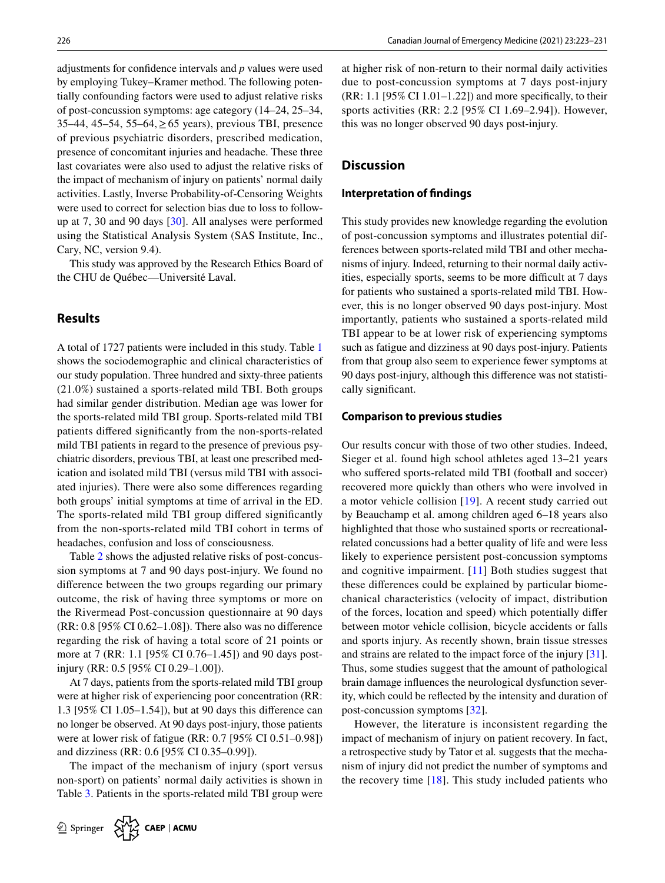adjustments for confidence intervals and *p* values were used by employing Tukey–Kramer method. The following potentially confounding factors were used to adjust relative risks of post-concussion symptoms: age category (14–24, 25–34, 35–44, 45–54, 55–64, ≥ 65 years), previous TBI, presence of previous psychiatric disorders, prescribed medication, presence of concomitant injuries and headache. These three last covariates were also used to adjust the relative risks of the impact of mechanism of injury on patients' normal daily activities. Lastly, Inverse Probability-of-Censoring Weights were used to correct for selection bias due to loss to follow-up at 7, 30 and 90 days [30]. All analyses were performed using the Statistical Analysis System (SAS Institute, Inc., Cary, NC, version 9.4).

This study was approved by the Research Ethics Board of the CHU de Québec—Université Laval.

## Results

A total of 1727 patients were included in this study. Table 1 shows the sociodemographic and clinical characteristics of our study population. Three hundred and sixty-three patients (21.0%) sustained a sports-related mild TBI. Both groups had similar gender distribution. Median age was lower for the sports-related mild TBI group. Sports-related mild TBI patients differed significantly from the non-sports-related mild TBI patients in regard to the presence of previous psychiatric disorders, previous TBI, at least one prescribed medication and isolated mild TBI (versus mild TBI with associated injuries). There were also some differences regarding both groups' initial symptoms at time of arrival in the ED. The sports-related mild TBI group differed significantly from the non-sports-related mild TBI cohort in terms of headaches, confusion and loss of consciousness.

Table 2 shows the adjusted relative risks of post-concussion symptoms at 7 and 90 days post-injury. We found no difference between the two groups regarding our primary outcome, the risk of having three symptoms or more on the Rivermead Post-concussion questionnaire at 90 days (RR: 0.8 [95% CI 0.62–1.08]). There also was no difference regarding the risk of having a total score of 21 points or more at 7 (RR: 1.1 [95% CI 0.76–1.45]) and 90 days post-injury (RR: 0.5 [95% CI 0.29–1.00]).

At 7 days, patients from the sports-related mild TBI group were at higher risk of experiencing poor concentration (RR: 1.3 [95% CI 1.05–1.54]), but at 90 days this difference can no longer be observed. At 90 days post-injury, those patients were at lower risk of fatigue (RR: 0.7 [95% CI 0.51–0.98]) and dizziness (RR: 0.6 [95% CI 0.35–0.99]).

The impact of the mechanism of injury (sport versus non-sport) on patients' normal daily activities is shown in Table 3. Patients in the sports-related mild TBI group were at higher risk of non-return to their normal daily activities due to post-concussion symptoms at 7 days post-injury (RR: 1.1 [95% CI 1.01–1.22]) and more specifically, to their sports activities (RR: 2.2 [95% CI 1.69–2.94]). However, this was no longer observed 90 days post-injury.

## Discussion

### Interpretation of findings

This study provides new knowledge regarding the evolution of post-concussion symptoms and illustrates potential differences between sports-related mild TBI and other mechanisms of injury. Indeed, returning to their normal daily activities, especially sports, seems to be more difficult at 7 days for patients who sustained a sports-related mild TBI. However, this is no longer observed 90 days post-injury. Most importantly, patients who sustained a sports-related mild TBI appear to be at lower risk of experiencing symptoms such as fatigue and dizziness at 90 days post-injury. Patients from that group also seem to experience fewer symptoms at 90 days post-injury, although this difference was not statistically significant.

### Comparison to previous studies

Our results concur with those of two other studies. Indeed, Sieger et al. found high school athletes aged 13–21 years who suffered sports-related mild TBI (football and soccer) recovered more quickly than others who were involved in a motor vehicle collision [19]. A recent study carried out by Beauchamp et al. among children aged 6–18 years also highlighted that those who sustained sports or recreational-related concussions had a better quality of life and were less likely to experience persistent post-concussion symptoms and cognitive impairment. [11] Both studies suggest that these differences could be explained by particular biomechanical characteristics (velocity of impact, distribution of the forces, location and speed) which potentially differ between motor vehicle collision, bicycle accidents or falls and sports injury. As recently shown, brain tissue stresses and strains are related to the impact force of the injury [31]. Thus, some studies suggest that the amount of pathological brain damage influences the neurological dysfunction severity, which could be reflected by the intensity and duration of post-concussion symptoms [32].

However, the literature is inconsistent regarding the impact of mechanism of injury on patient recovery. In fact, a retrospective study by Tator et al. suggests that the mechanism of injury did not predict the number of symptoms and the recovery time [18]. This study included patients who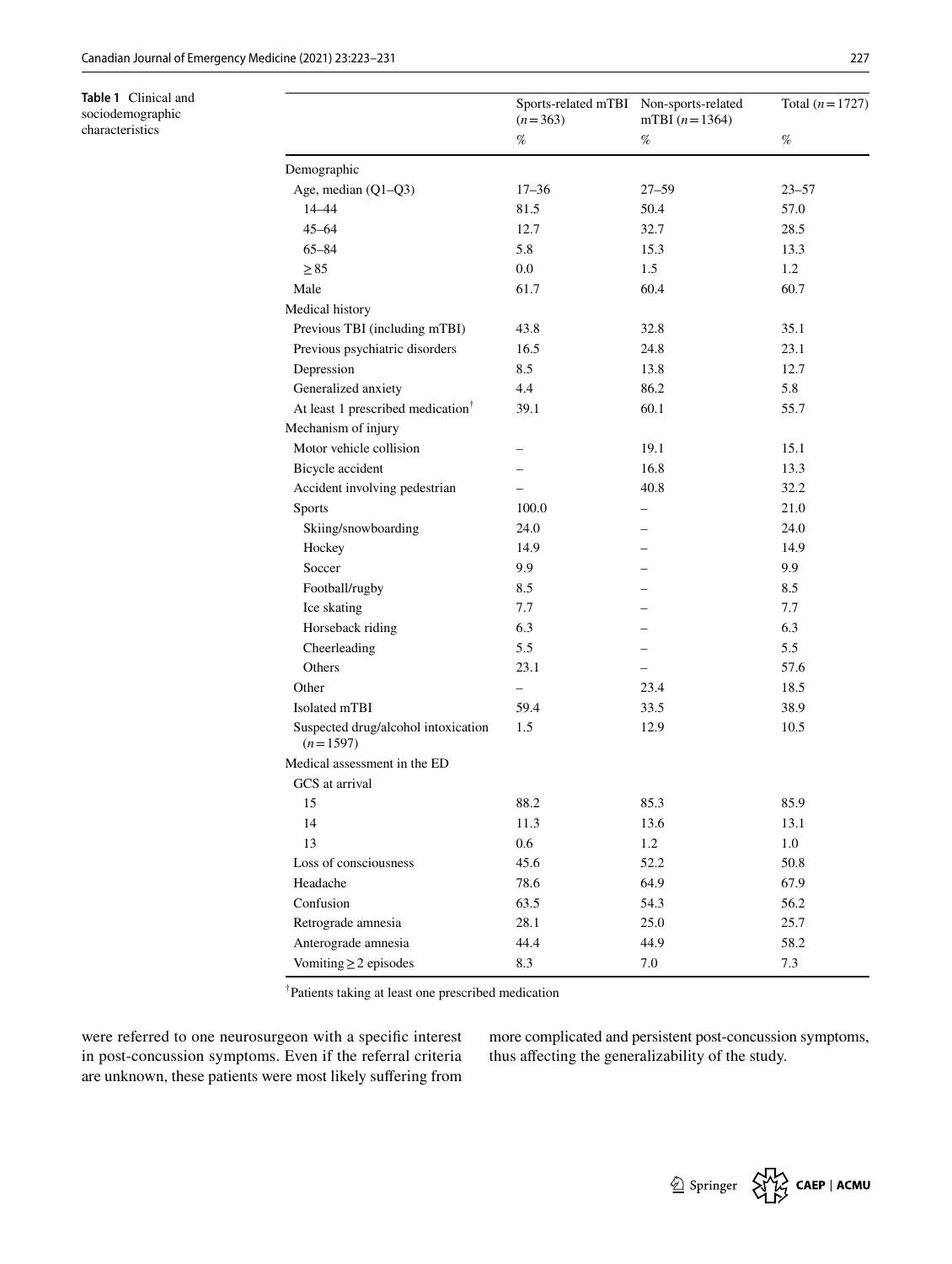**Table 1** Clinical and sociodemographic characteristics

| | Sports-related mTBI ($n = 363$) | Non-sports-related mTBI ($n = 1364$) | Total ($n = 1727$) |
|---|---|---|---|
| | % | % | % |
| Demographic | | | |
| Age, median (Q1–Q3) | 17–36 | 27–59 | 23–57 |
| 14–44 | 81.5 | 50.4 | 57.0 |
| 45–64 | 12.7 | 32.7 | 28.5 |
| 65–84 | 5.8 | 15.3 | 13.3 |
| ≥ 85 | 0.0 | 1.5 | 1.2 |
| Male | 61.7 | 60.4 | 60.7 |
| Medical history | | | |
| Previous TBI (including mTBI) | 43.8 | 32.8 | 35.1 |
| Previous psychiatric disorders | 16.5 | 24.8 | 23.1 |
| Depression | 8.5 | 13.8 | 12.7 |
| Generalized anxiety | 4.4 | 86.2 | 5.8 |
| At least 1 prescribed medication[†] | 39.1 | 60.1 | 55.7 |
| Mechanism of injury | | | |
| Motor vehicle collision | – | 19.1 | 15.1 |
| Bicycle accident | – | 16.8 | 13.3 |
| Accident involving pedestrian | – | 40.8 | 32.2 |
| Sports | 100.0 | – | 21.0 |
| Skiing/snowboarding | 24.0 | – | 24.0 |
| Hockey | 14.9 | – | 14.9 |
| Soccer | 9.9 | – | 9.9 |
| Football/rugby | 8.5 | – | 8.5 |
| Ice skating | 7.7 | – | 7.7 |
| Horseback riding | 6.3 | – | 6.3 |
| Cheerleading | 5.5 | – | 5.5 |
| Others | 23.1 | – | 57.6 |
| Other | – | 23.4 | 18.5 |
| Isolated mTBI | 59.4 | 33.5 | 38.9 |
| Suspected drug/alcohol intoxication ($n = 1597$) | 1.5 | 12.9 | 10.5 |
| Medical assessment in the ED | | | |
| GCS at arrival | | | |
| 15 | 88.2 | 85.3 | 85.9 |
| 14 | 11.3 | 13.6 | 13.1 |
| 13 | 0.6 | 1.2 | 1.0 |
| Loss of consciousness | 45.6 | 52.2 | 50.8 |
| Headache | 78.6 | 64.9 | 67.9 |
| Confusion | 63.5 | 54.3 | 56.2 |
| Retrograde amnesia | 28.1 | 25.0 | 25.7 |
| Anterograde amnesia | 44.4 | 44.9 | 58.2 |
| Vomiting ≥ 2 episodes | 8.3 | 7.0 | 7.3 |

[†]Patients taking at least one prescribed medication

were referred to one neurosurgeon with a specific interest in post-concussion symptoms. Even if the referral criteria are unknown, these patients were most likely suffering from more complicated and persistent post-concussion symptoms, thus affecting the generalizability of the study.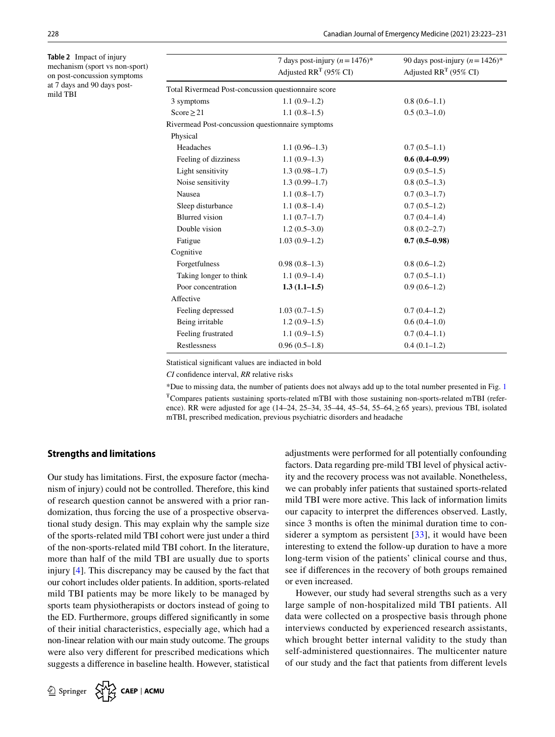**Table 2** Impact of injury mechanism (sport vs non-sport) on post-concussion symptoms at 7 days and 90 days post-mild TBI

| | 7 days post-injury ($n = 1476$)* Adjusted RR[Ŧ] (95% CI) | 90 days post-injury ($n = 1426$)* Adjusted RR[Ŧ] (95% CI) |
|---|---|---|
| Total Rivermead Post-concussion questionnaire score | | |
| 3 symptoms | 1.1 (0.9–1.2) | 0.8 (0.6–1.1) |
| Score ≥ 21 | 1.1 (0.8–1.5) | 0.5 (0.3–1.0) |
| Rivermead Post-concussion questionnaire symptoms | | |
| Physical | | |
| Headaches | 1.1 (0.96–1.3) | 0.7 (0.5–1.1) |
| Feeling of dizziness | 1.1 (0.9–1.3) | **0.6 (0.4–0.99)** |
| Light sensitivity | 1.3 (0.98–1.7) | 0.9 (0.5–1.5) |
| Noise sensitivity | 1.3 (0.99–1.7) | 0.8 (0.5–1.3) |
| Nausea | 1.1 (0.8–1.7) | 0.7 (0.3–1.7) |
| Sleep disturbance | 1.1 (0.8–1.4) | 0.7 (0.5–1.2) |
| Blurred vision | 1.1 (0.7–1.7) | 0.7 (0.4–1.4) |
| Double vision | 1.2 (0.5–3.0) | 0.8 (0.2–2.7) |
| Fatigue | 1.03 (0.9–1.2) | **0.7 (0.5–0.98)** |
| Cognitive | | |
| Forgetfulness | 0.98 (0.8–1.3) | 0.8 (0.6–1.2) |
| Taking longer to think | 1.1 (0.9–1.4) | 0.7 (0.5–1.1) |
| Poor concentration | **1.3 (1.1–1.5)** | 0.9 (0.6–1.2) |
| Affective | | |
| Feeling depressed | 1.03 (0.7–1.5) | 0.7 (0.4–1.2) |
| Being irritable | 1.2 (0.9–1.5) | 0.6 (0.4–1.0) |
| Feeling frustrated | 1.1 (0.9–1.5) | 0.7 (0.4–1.1) |
| Restlessness | 0.96 (0.5–1.8) | 0.4 (0.1–1.2) |

Statistical significant values are indiacted in bold

*CI* confidence interval, *RR* relative risks

*Due to missing data, the number of patients does not always add up to the total number presented in Fig. 1

[Ŧ]Compares patients sustaining sports-related mTBI with those sustaining non-sports-related mTBI (reference). RR were adjusted for age (14–24, 25–34, 35–44, 45–54, 55–64, ≥ 65 years), previous TBI, isolated mTBI, prescribed medication, previous psychiatric disorders and headache

## Strengths and limitations

Our study has limitations. First, the exposure factor (mechanism of injury) could not be controlled. Therefore, this kind of research question cannot be answered with a prior randomization, thus forcing the use of a prospective observational study design. This may explain why the sample size of the sports-related mild TBI cohort were just under a third of the non-sports-related mild TBI cohort. In the literature, more than half of the mild TBI are usually due to sports injury [4]. This discrepancy may be caused by the fact that our cohort includes older patients. In addition, sports-related mild TBI patients may be more likely to be managed by sports team physiotherapists or doctors instead of going to the ED. Furthermore, groups differed significantly in some of their initial characteristics, especially age, which had a non-linear relation with our main study outcome. The groups were also very different for prescribed medications which suggests a difference in baseline health. However, statistical adjustments were performed for all potentially confounding factors. Data regarding pre-mild TBI level of physical activity and the recovery process was not available. Nonetheless, we can probably infer patients that sustained sports-related mild TBI were more active. This lack of information limits our capacity to interpret the differences observed. Lastly, since 3 months is often the minimal duration time to considerer a symptom as persistent [33], it would have been interesting to extend the follow-up duration to have a more long-term vision of the patients' clinical course and thus, see if differences in the recovery of both groups remained or even increased.

However, our study had several strengths such as a very large sample of non-hospitalized mild TBI patients. All data were collected on a prospective basis through phone interviews conducted by experienced research assistants, which brought better internal validity to the study than self-administered questionnaires. The multicenter nature of our study and the fact that patients from different levels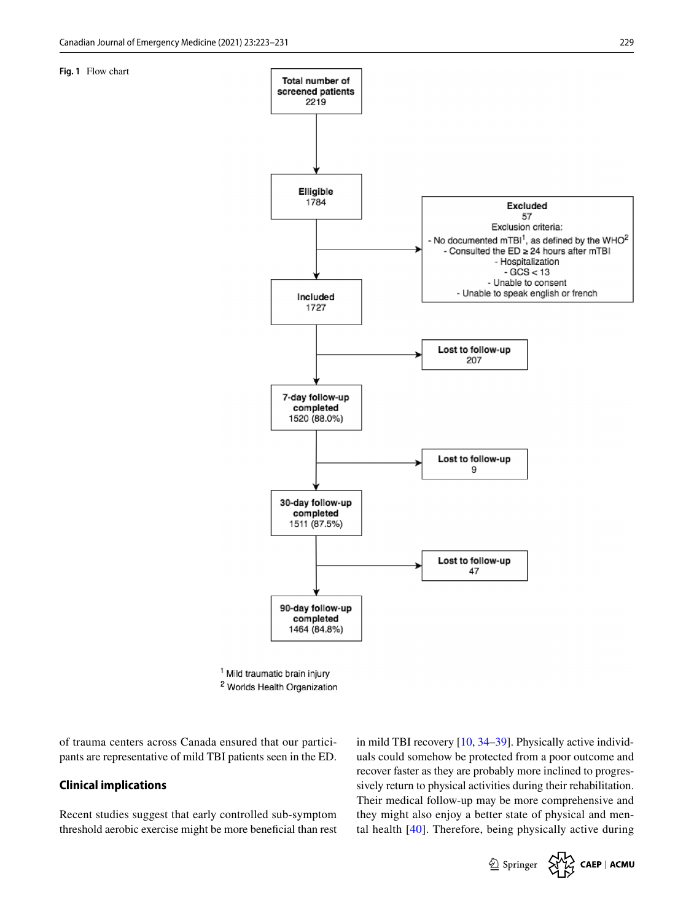**Fig. 1** Flow chart

Total number of screened patients
2219

Elligible
1784

Excluded
57
Exclusion criteria:
- No documented mTBI[1], as defined by the WHO[2]
- Consulted the ED ≥ 24 hours after mTBI
- Hospitalization
- GCS < 13
- Unable to consent
- Unable to speak english or french

Included
1727

Lost to follow-up
207

7-day follow-up completed
1520 (88.0%)

Lost to follow-up
9

30-day follow-up completed
1511 (87.5%)

Lost to follow-up
47

90-day follow-up completed
1464 (84.8%)

[1] Mild traumatic brain injury
[2] Worlds Health Organization

of trauma centers across Canada ensured that our participants are representative of mild TBI patients seen in the ED.

## Clinical implications

Recent studies suggest that early controlled sub-symptom threshold aerobic exercise might be more beneficial than rest in mild TBI recovery [10, 34–39]. Physically active individuals could somehow be protected from a poor outcome and recover faster as they are probably more inclined to progressively return to physical activities during their rehabilitation. Their medical follow-up may be more comprehensive and they might also enjoy a better state of physical and mental health [40]. Therefore, being physically active during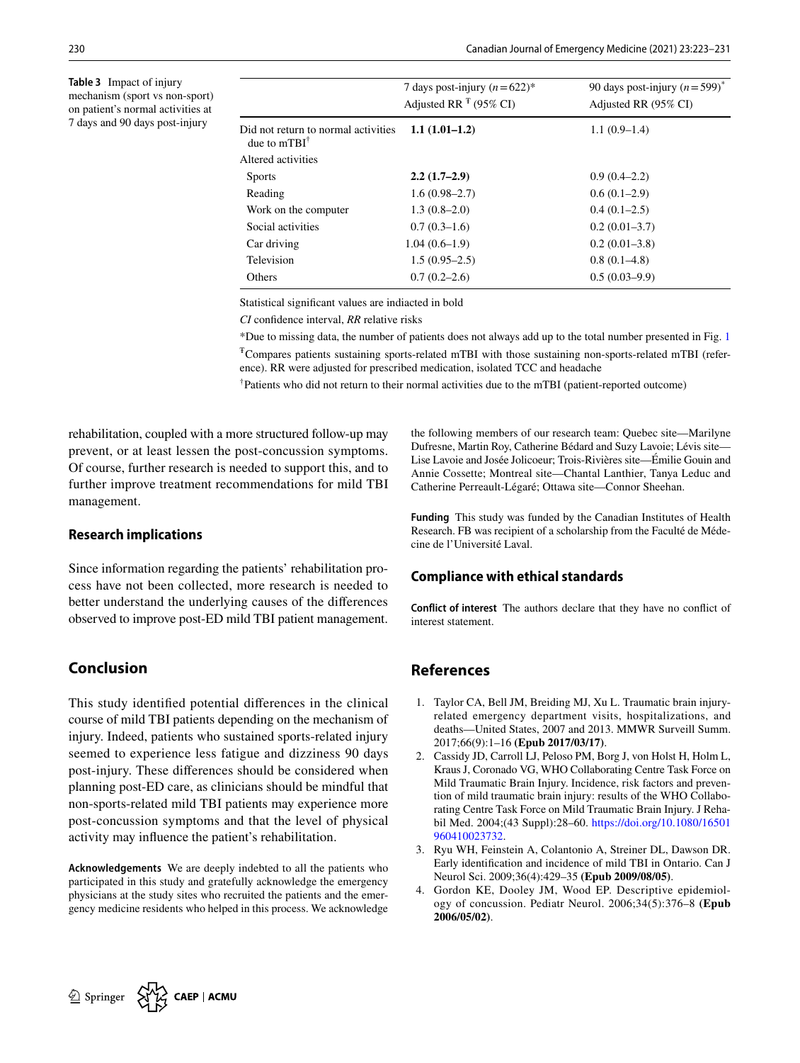**Table 3** Impact of injury mechanism (sport vs non-sport) on patient's normal activities at 7 days and 90 days post-injury

| | 7 days post-injury ($n = 622$)* Adjusted RR [ŧ] (95% CI) | 90 days post-injury ($n = 599$)* Adjusted RR (95% CI) |
|---|---|---|
| Did not return to normal activities due to mTBI[†] | **1.1 (1.01–1.2)** | 1.1 (0.9–1.4) |
| Altered activities | | |
| Sports | **2.2 (1.7–2.9)** | 0.9 (0.4–2.2) |
| Reading | 1.6 (0.98–2.7) | 0.6 (0.1–2.9) |
| Work on the computer | 1.3 (0.8–2.0) | 0.4 (0.1–2.5) |
| Social activities | 0.7 (0.3–1.6) | 0.2 (0.01–3.7) |
| Car driving | 1.04 (0.6–1.9) | 0.2 (0.01–3.8) |
| Television | 1.5 (0.95–2.5) | 0.8 (0.1–4.8) |
| Others | 0.7 (0.2–2.6) | 0.5 (0.03–9.9) |

Statistical significant values are indiacted in bold

*CI* confidence interval, *RR* relative risks

*Due to missing data, the number of patients does not always add up to the total number presented in Fig. 1

[ŧ]Compares patients sustaining sports-related mTBI with those sustaining non-sports-related mTBI (reference). RR were adjusted for prescribed medication, isolated TCC and headache

[†]Patients who did not return to their normal activities due to the mTBI (patient-reported outcome)

rehabilitation, coupled with a more structured follow-up may prevent, or at least lessen the post-concussion symptoms. Of course, further research is needed to support this, and to further improve treatment recommendations for mild TBI management.

## Research implications

Since information regarding the patients' rehabilitation process have not been collected, more research is needed to better understand the underlying causes of the differences observed to improve post-ED mild TBI patient management.

## Conclusion

This study identified potential differences in the clinical course of mild TBI patients depending on the mechanism of injury. Indeed, patients who sustained sports-related injury seemed to experience less fatigue and dizziness 90 days post-injury. These differences should be considered when planning post-ED care, as clinicians should be mindful that non-sports-related mild TBI patients may experience more post-concussion symptoms and that the level of physical activity may influence the patient's rehabilitation.

**Acknowledgements** We are deeply indebted to all the patients who participated in this study and gratefully acknowledge the emergency physicians at the study sites who recruited the patients and the emergency medicine residents who helped in this process. We acknowledge the following members of our research team: Quebec site—Marilyne Dufresne, Martin Roy, Catherine Bédard and Suzy Lavoie; Lévis site—Lise Lavoie and Josée Jolicoeur; Trois-Rivières site—Émilie Gouin and Annie Cossette; Montreal site—Chantal Lanthier, Tanya Leduc and Catherine Perreault-Légaré; Ottawa site—Connor Sheehan.

**Funding** This study was funded by the Canadian Institutes of Health Research. FB was recipient of a scholarship from the Faculté de Médecine de l'Université Laval.

## Compliance with ethical standards

**Conflict of interest** The authors declare that they have no conflict of interest statement.

## References

1. Taylor CA, Bell JM, Breiding MJ, Xu L. Traumatic brain injury-related emergency department visits, hospitalizations, and deaths—United States, 2007 and 2013. MMWR Surveill Summ. 2017;66(9):1–16 **(Epub 2017/03/17)**.
2. Cassidy JD, Carroll LJ, Peloso PM, Borg J, von Holst H, Holm L, Kraus J, Coronado VG, WHO Collaborating Centre Task Force on Mild Traumatic Brain Injury. Incidence, risk factors and prevention of mild traumatic brain injury: results of the WHO Collaborating Centre Task Force on Mild Traumatic Brain Injury. J Rehabil Med. 2004;(43 Suppl):28–60. https://doi.org/10.1080/16501960410023732.
3. Ryu WH, Feinstein A, Colantonio A, Streiner DL, Dawson DR. Early identification and incidence of mild TBI in Ontario. Can J Neurol Sci. 2009;36(4):429–35 **(Epub 2009/08/05)**.
4. Gordon KE, Dooley JM, Wood EP. Descriptive epidemiology of concussion. Pediatr Neurol. 2006;34(5):376–8 **(Epub 2006/05/02)**.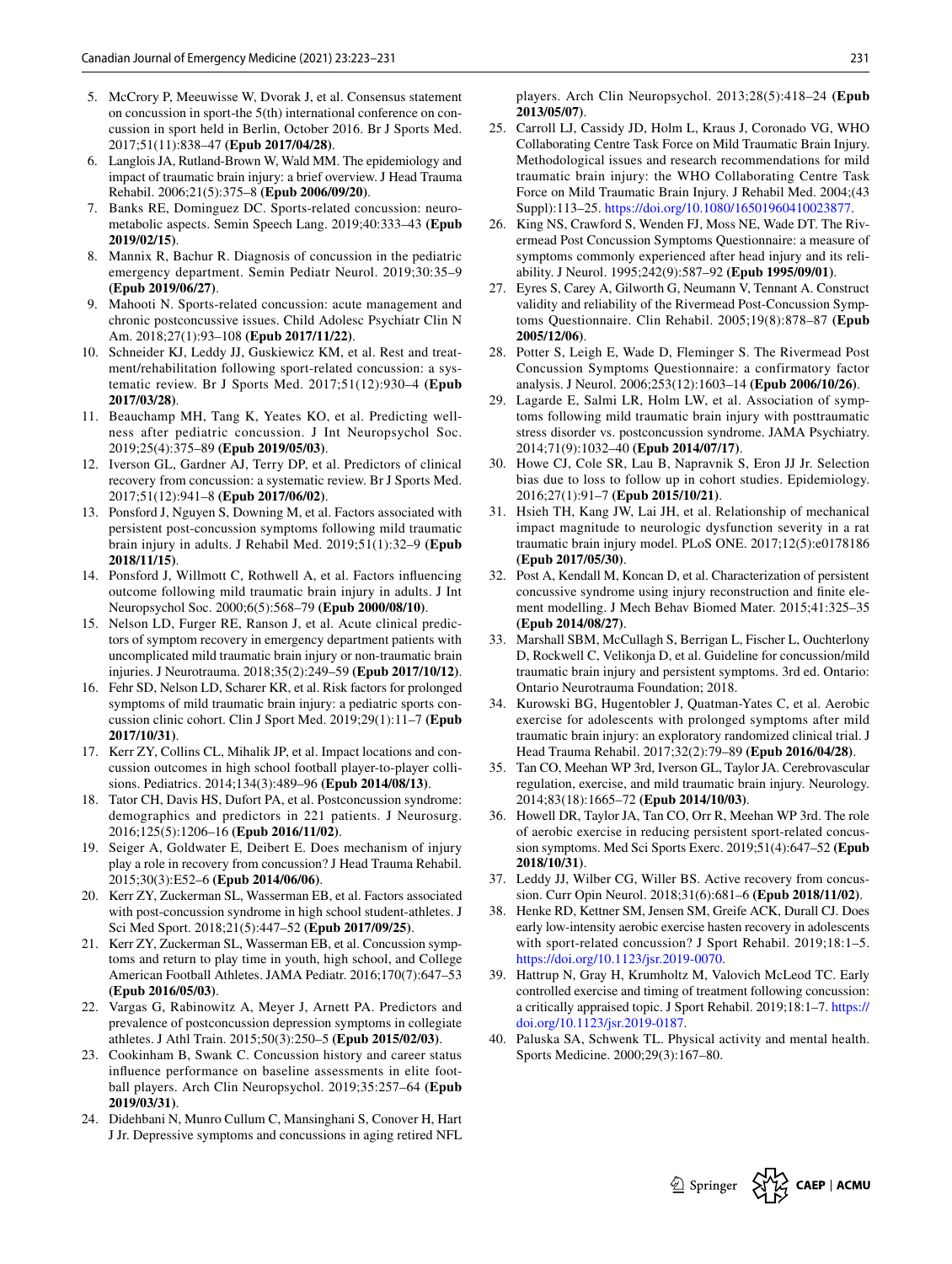5. McCrory P, Meeuwisse W, Dvorak J, et al. Consensus statement on concussion in sport-the 5(th) international conference on concussion in sport held in Berlin, October 2016. Br J Sports Med. 2017;51(11):838–47 **(Epub 2017/04/28)**.
6. Langlois JA, Rutland-Brown W, Wald MM. The epidemiology and impact of traumatic brain injury: a brief overview. J Head Trauma Rehabil. 2006;21(5):375–8 **(Epub 2006/09/20)**.
7. Banks RE, Dominguez DC. Sports-related concussion: neurometabolic aspects. Semin Speech Lang. 2019;40:333–43 **(Epub 2019/02/15)**.
8. Mannix R, Bachur R. Diagnosis of concussion in the pediatric emergency department. Semin Pediatr Neurol. 2019;30:35–9 **(Epub 2019/06/27)**.
9. Mahooti N. Sports-related concussion: acute management and chronic postconcussive issues. Child Adolesc Psychiatr Clin N Am. 2018;27(1):93–108 **(Epub 2017/11/22)**.
10. Schneider KJ, Leddy JJ, Guskiewicz KM, et al. Rest and treatment/rehabilitation following sport-related concussion: a systematic review. Br J Sports Med. 2017;51(12):930–4 **(Epub 2017/03/28)**.
11. Beauchamp MH, Tang K, Yeates KO, et al. Predicting wellness after pediatric concussion. J Int Neuropsychol Soc. 2019;25(4):375–89 **(Epub 2019/05/03)**.
12. Iverson GL, Gardner AJ, Terry DP, et al. Predictors of clinical recovery from concussion: a systematic review. Br J Sports Med. 2017;51(12):941–8 **(Epub 2017/06/02)**.
13. Ponsford J, Nguyen S, Downing M, et al. Factors associated with persistent post-concussion symptoms following mild traumatic brain injury in adults. J Rehabil Med. 2019;51(1):32–9 **(Epub 2018/11/15)**.
14. Ponsford J, Willmott C, Rothwell A, et al. Factors influencing outcome following mild traumatic brain injury in adults. J Int Neuropsychol Soc. 2000;6(5):568–79 **(Epub 2000/08/10)**.
15. Nelson LD, Furger RE, Ranson J, et al. Acute clinical predictors of symptom recovery in emergency department patients with uncomplicated mild traumatic brain injury or non-traumatic brain injuries. J Neurotrauma. 2018;35(2):249–59 **(Epub 2017/10/12)**.
16. Fehr SD, Nelson LD, Scharer KR, et al. Risk factors for prolonged symptoms of mild traumatic brain injury: a pediatric sports concussion clinic cohort. Clin J Sport Med. 2019;29(1):11–7 **(Epub 2017/10/31)**.
17. Kerr ZY, Collins CL, Mihalik JP, et al. Impact locations and concussion outcomes in high school football player-to-player collisions. Pediatrics. 2014;134(3):489–96 **(Epub 2014/08/13)**.
18. Tator CH, Davis HS, Dufort PA, et al. Postconcussion syndrome: demographics and predictors in 221 patients. J Neurosurg. 2016;125(5):1206–16 **(Epub 2016/11/02)**.
19. Seiger A, Goldwater E, Deibert E. Does mechanism of injury play a role in recovery from concussion? J Head Trauma Rehabil. 2015;30(3):E52–6 **(Epub 2014/06/06)**.
20. Kerr ZY, Zuckerman SL, Wasserman EB, et al. Factors associated with post-concussion syndrome in high school student-athletes. J Sci Med Sport. 2018;21(5):447–52 **(Epub 2017/09/25)**.
21. Kerr ZY, Zuckerman SL, Wasserman EB, et al. Concussion symptoms and return to play time in youth, high school, and College American Football Athletes. JAMA Pediatr. 2016;170(7):647–53 **(Epub 2016/05/03)**.
22. Vargas G, Rabinowitz A, Meyer J, Arnett PA. Predictors and prevalence of postconcussion depression symptoms in collegiate athletes. J Athl Train. 2015;50(3):250–5 **(Epub 2015/02/03)**.
23. Cookinham B, Swank C. Concussion history and career status influence performance on baseline assessments in elite football players. Arch Clin Neuropsychol. 2019;35:257–64 **(Epub 2019/03/31)**.
24. Didehbani N, Munro Cullum C, Mansinghani S, Conover H, Hart J Jr. Depressive symptoms and concussions in aging retired NFL players. Arch Clin Neuropsychol. 2013;28(5):418–24 **(Epub 2013/05/07)**.
25. Carroll LJ, Cassidy JD, Holm L, Kraus J, Coronado VG, WHO Collaborating Centre Task Force on Mild Traumatic Brain Injury. Methodological issues and research recommendations for mild traumatic brain injury: the WHO Collaborating Centre Task Force on Mild Traumatic Brain Injury. J Rehabil Med. 2004;(43 Suppl):113–25. https://doi.org/10.1080/16501960410023877.
26. King NS, Crawford S, Wenden FJ, Moss NE, Wade DT. The Rivermead Post Concussion Symptoms Questionnaire: a measure of symptoms commonly experienced after head injury and its reliability. J Neurol. 1995;242(9):587–92 **(Epub 1995/09/01)**.
27. Eyres S, Carey A, Gilworth G, Neumann V, Tennant A. Construct validity and reliability of the Rivermead Post-Concussion Symptoms Questionnaire. Clin Rehabil. 2005;19(8):878–87 **(Epub 2005/12/06)**.
28. Potter S, Leigh E, Wade D, Fleminger S. The Rivermead Post Concussion Symptoms Questionnaire: a confirmatory factor analysis. J Neurol. 2006;253(12):1603–14 **(Epub 2006/10/26)**.
29. Lagarde E, Salmi LR, Holm LW, et al. Association of symptoms following mild traumatic brain injury with posttraumatic stress disorder vs. postconcussion syndrome. JAMA Psychiatry. 2014;71(9):1032–40 **(Epub 2014/07/17)**.
30. Howe CJ, Cole SR, Lau B, Napravnik S, Eron JJ Jr. Selection bias due to loss to follow up in cohort studies. Epidemiology. 2016;27(1):91–7 **(Epub 2015/10/21)**.
31. Hsieh TH, Kang JW, Lai JH, et al. Relationship of mechanical impact magnitude to neurologic dysfunction severity in a rat traumatic brain injury model. PLoS ONE. 2017;12(5):e0178186 **(Epub 2017/05/30)**.
32. Post A, Kendall M, Koncan D, et al. Characterization of persistent concussive syndrome using injury reconstruction and finite element modelling. J Mech Behav Biomed Mater. 2015;41:325–35 **(Epub 2014/08/27)**.
33. Marshall SBM, McCullagh S, Berrigan L, Fischer L, Ouchterlony D, Rockwell C, Velikonja D, et al. Guideline for concussion/mild traumatic brain injury and persistent symptoms. 3rd ed. Ontario: Ontario Neurotrauma Foundation; 2018.
34. Kurowski BG, Hugentobler J, Quatman-Yates C, et al. Aerobic exercise for adolescents with prolonged symptoms after mild traumatic brain injury: an exploratory randomized clinical trial. J Head Trauma Rehabil. 2017;32(2):79–89 **(Epub 2016/04/28)**.
35. Tan CO, Meehan WP 3rd, Iverson GL, Taylor JA. Cerebrovascular regulation, exercise, and mild traumatic brain injury. Neurology. 2014;83(18):1665–72 **(Epub 2014/10/03)**.
36. Howell DR, Taylor JA, Tan CO, Orr R, Meehan WP 3rd. The role of aerobic exercise in reducing persistent sport-related concussion symptoms. Med Sci Sports Exerc. 2019;51(4):647–52 **(Epub 2018/10/31)**.
37. Leddy JJ, Wilber CG, Willer BS. Active recovery from concussion. Curr Opin Neurol. 2018;31(6):681–6 **(Epub 2018/11/02)**.
38. Henke RD, Kettner SM, Jensen SM, Greife ACK, Durall CJ. Does early low-intensity aerobic exercise hasten recovery in adolescents with sport-related concussion? J Sport Rehabil. 2019;18:1–5. https://doi.org/10.1123/jsr.2019-0070.
39. Hattrup N, Gray H, Krumholtz M, Valovich McLeod TC. Early controlled exercise and timing of treatment following concussion: a critically appraised topic. J Sport Rehabil. 2019;18:1–7. https://doi.org/10.1123/jsr.2019-0187.
40. Paluska SA, Schwenk TL. Physical activity and mental health. Sports Medicine. 2000;29(3):167–80.